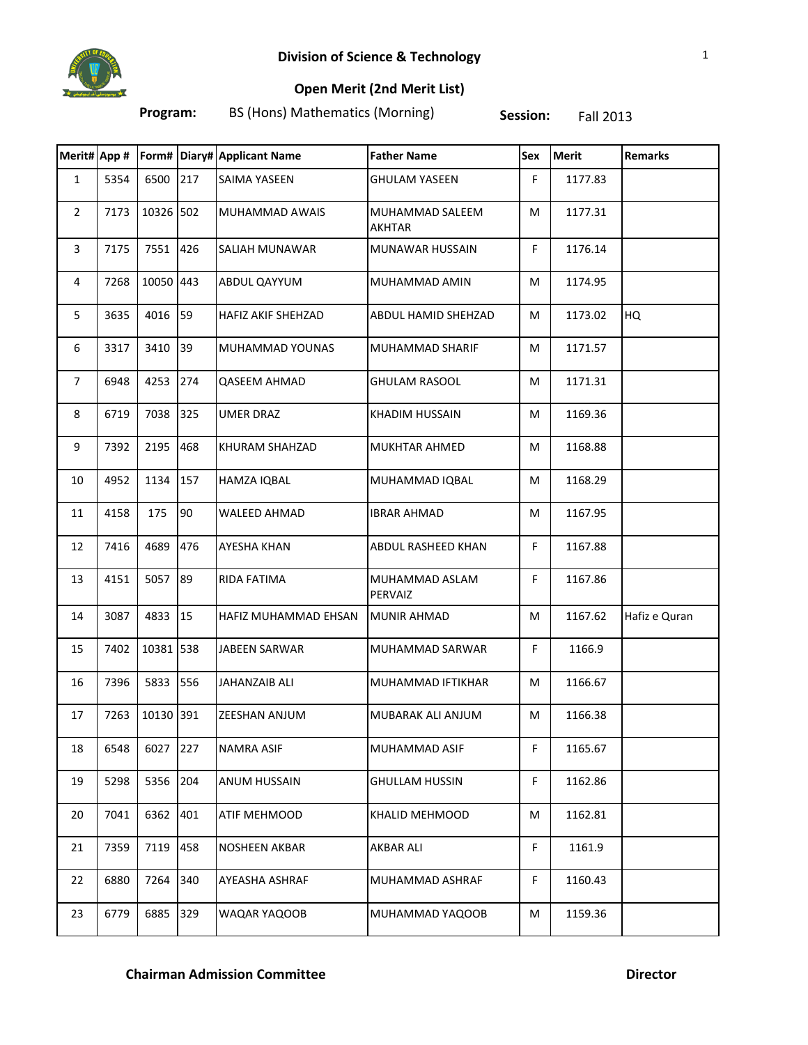# Division of Science & Technology

## Open Merit (2nd Merit List)

**Program:** BS (Hons) Mathematics (Morning) **Session:** Fall 2013

| Merit# | App # | Form# | Diary# | Applicant Name | Father Name | Sex | Merit | Remarks |
|---|---|---|---|---|---|---|---|---|
| 1 | 5354 | 6500 | 217 | SAIMA YASEEN | GHULAM YASEEN | F | 1177.83 | |
| 2 | 7173 | 10326 | 502 | MUHAMMAD AWAIS | MUHAMMAD SALEEM AKHTAR | M | 1177.31 | |
| 3 | 7175 | 7551 | 426 | SALIAH MUNAWAR | MUNAWAR HUSSAIN | F | 1176.14 | |
| 4 | 7268 | 10050 | 443 | ABDUL QAYYUM | MUHAMMAD AMIN | M | 1174.95 | |
| 5 | 3635 | 4016 | 59 | HAFIZ AKIF SHEHZAD | ABDUL HAMID SHEHZAD | M | 1173.02 | HQ |
| 6 | 3317 | 3410 | 39 | MUHAMMAD YOUNAS | MUHAMMAD SHARIF | M | 1171.57 | |
| 7 | 6948 | 4253 | 274 | QASEEM AHMAD | GHULAM RASOOL | M | 1171.31 | |
| 8 | 6719 | 7038 | 325 | UMER DRAZ | KHADIM HUSSAIN | M | 1169.36 | |
| 9 | 7392 | 2195 | 468 | KHURAM SHAHZAD | MUKHTAR AHMED | M | 1168.88 | |
| 10 | 4952 | 1134 | 157 | HAMZA IQBAL | MUHAMMAD IQBAL | M | 1168.29 | |
| 11 | 4158 | 175 | 90 | WALEED AHMAD | IBRAR AHMAD | M | 1167.95 | |
| 12 | 7416 | 4689 | 476 | AYESHA KHAN | ABDUL RASHEED KHAN | F | 1167.88 | |
| 13 | 4151 | 5057 | 89 | RIDA FATIMA | MUHAMMAD ASLAM PERVAIZ | F | 1167.86 | |
| 14 | 3087 | 4833 | 15 | HAFIZ MUHAMMAD EHSAN | MUNIR AHMAD | M | 1167.62 | Hafiz e Quran |
| 15 | 7402 | 10381 | 538 | JABEEN SARWAR | MUHAMMAD SARWAR | F | 1166.9 | |
| 16 | 7396 | 5833 | 556 | JAHANZAIB ALI | MUHAMMAD IFTIKHAR | M | 1166.67 | |
| 17 | 7263 | 10130 | 391 | ZEESHAN ANJUM | MUBARAK ALI ANJUM | M | 1166.38 | |
| 18 | 6548 | 6027 | 227 | NAMRA ASIF | MUHAMMAD ASIF | F | 1165.67 | |
| 19 | 5298 | 5356 | 204 | ANUM HUSSAIN | GHULLAM HUSSIN | F | 1162.86 | |
| 20 | 7041 | 6362 | 401 | ATIF MEHMOOD | KHALID MEHMOOD | M | 1162.81 | |
| 21 | 7359 | 7119 | 458 | NOSHEEN AKBAR | AKBAR ALI | F | 1161.9 | |
| 22 | 6880 | 7264 | 340 | AYEASHA ASHRAF | MUHAMMAD ASHRAF | F | 1160.43 | |
| 23 | 6779 | 6885 | 329 | WAQAR YAQOOB | MUHAMMAD YAQOOB | M | 1159.36 | |

**Chairman Admission Committee** **Director**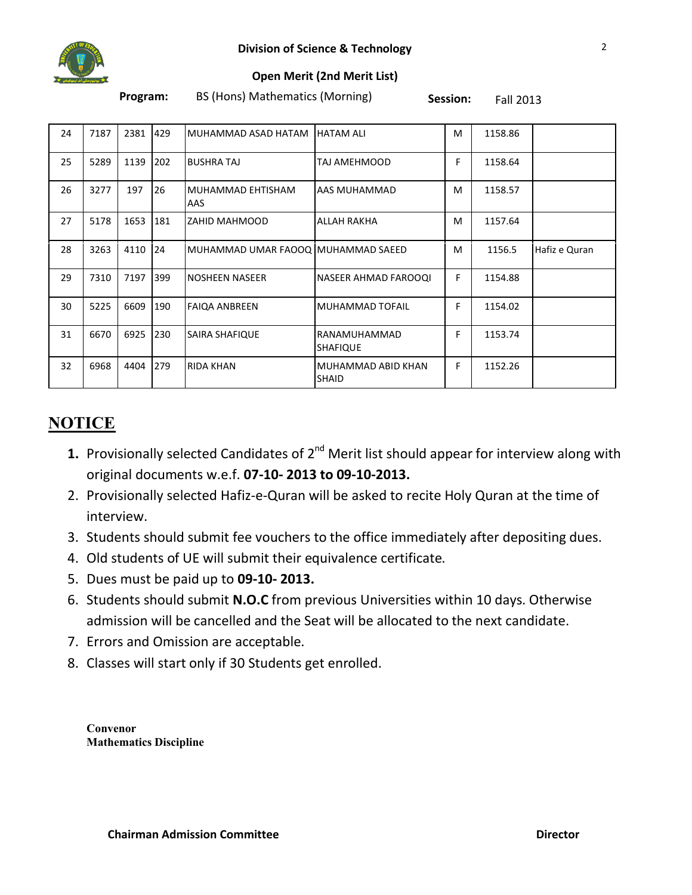Division of Science & Technology

Open Merit (2nd Merit List)

**Program:** BS (Hons) Mathematics (Morning) **Session:** Fall 2013

| | | | | | | | | |
|---|---|---|---|---|---|---|---|---|
| 24 | 7187 | 2381 | 429 | MUHAMMAD ASAD HATAM | HATAM ALI | M | 1158.86 | |
| 25 | 5289 | 1139 | 202 | BUSHRA TAJ | TAJ AMEHMOOD | F | 1158.64 | |
| 26 | 3277 | 197 | 26 | MUHAMMAD EHTISHAM AAS | AAS MUHAMMAD | M | 1158.57 | |
| 27 | 5178 | 1653 | 181 | ZAHID MAHMOOD | ALLAH RAKHA | M | 1157.64 | |
| 28 | 3263 | 4110 | 24 | MUHAMMAD UMAR FAOOQ | MUHAMMAD SAEED | M | 1156.5 | Hafiz e Quran |
| 29 | 7310 | 7197 | 399 | NOSHEEN NASEER | NASEER AHMAD FAROOQI | F | 1154.88 | |
| 30 | 5225 | 6609 | 190 | FAIQA ANBREEN | MUHAMMAD TOFAIL | F | 1154.02 | |
| 31 | 6670 | 6925 | 230 | SAIRA SHAFIQUE | RANAMUHAMMAD SHAFIQUE | F | 1153.74 | |
| 32 | 6968 | 4404 | 279 | RIDA KHAN | MUHAMMAD ABID KHAN SHAID | F | 1152.26 | |

## NOTICE

1. Provisionally selected Candidates of 2nd Merit list should appear for interview along with original documents w.e.f. **07-10- 2013 to 09-10-2013.**
2. Provisionally selected Hafiz-e-Quran will be asked to recite Holy Quran at the time of interview.
3. Students should submit fee vouchers to the office immediately after depositing dues.
4. Old students of UE will submit their equivalence certificate.
5. Dues must be paid up to **09-10- 2013.**
6. Students should submit **N.O.C** from previous Universities within 10 days. Otherwise admission will be cancelled and the Seat will be allocated to the next candidate.
7. Errors and Omission are acceptable.
8. Classes will start only if 30 Students get enrolled.

**Convenor**
**Mathematics Discipline**

**Chairman Admission Committee** **Director**